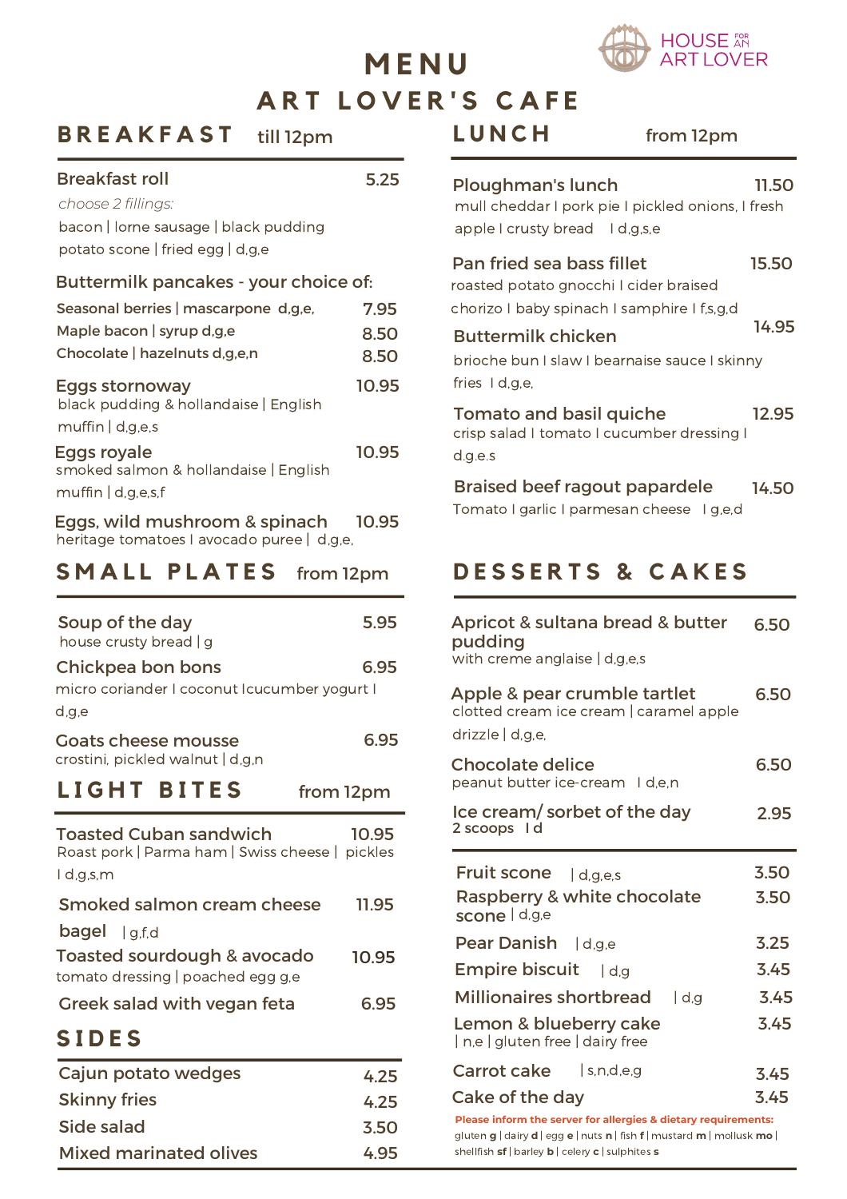HOUSE FOR AN ART LOVER

# MENU

# ART LOVER'S CAFE

## BREAKFAST till 12pm

**Breakfast roll** 5.25
*choose 2 fillings:*
bacon | lorne sausage | black pudding
potato scone | fried egg | d,g,e

**Buttermilk pancakes - your choice of:**

| | |
|---|---|
| Seasonal berries \| mascarpone d,g,e, | 7.95 |
| Maple bacon \| syrup d,g,e | 8.50 |
| Chocolate \| hazelnuts d,g,e,n | 8.50 |

**Eggs stornoway** 10.95
black pudding & hollandaise | English muffin | d,g,e,s

**Eggs royale** 10.95
smoked salmon & hollandaise | English muffin | d,g,e,s,f

**Eggs, wild mushroom & spinach** 10.95
heritage tomatoes | avocado puree | d,g,e,

## SMALL PLATES from 12pm

**Soup of the day** 5.95
house crusty bread | g

**Chickpea bon bons** 6.95
micro coriander I coconut Icucumber yogurt I d,g,e

**Goats cheese mousse** 6.95
crostini, pickled walnut | d,g,n

## LIGHT BITES from 12pm

**Toasted Cuban sandwich** 10.95
Roast pork | Parma ham | Swiss cheese | pickles I d,g,s,m

**Smoked salmon cream cheese bagel** | g,f,d 11.95

**Toasted sourdough & avocado** 10.95
tomato dressing | poached egg g,e

**Greek salad with vegan feta** 6.95

## SIDES

| | |
|---|---|
| Cajun potato wedges | 4.25 |
| Skinny fries | 4.25 |
| Side salad | 3.50 |
| Mixed marinated olives | 4.95 |

## LUNCH from 12pm

**Ploughman's lunch** 11.50
mull cheddar I pork pie I pickled onions, I fresh apple I crusty bread I d,g,s,e

**Pan fried sea bass fillet** 15.50
roasted potato gnocchi I cider braised chorizo I baby spinach I samphire I f,s,g,d

**Buttermilk chicken** 14.95
brioche bun I slaw I bearnaise sauce I skinny fries I d,g,e,

**Tomato and basil quiche** 12.95
crisp salad I tomato I cucumber dressing I d,g,e,s

**Braised beef ragout papardele** 14.50
Tomato I garlic I parmesan cheese I g,e,d

## DESSERTS & CAKES

**Apricot & sultana bread & butter pudding** 6.50
with creme anglaise | d,g,e,s

**Apple & pear crumble tartlet** 6.50
clotted cream ice cream | caramel apple drizzle | d,g,e,

**Chocolate delice** 6.50
peanut butter ice-cream I d,e,n

**Ice cream/ sorbet of the day** 2.95
2 scoops I d

| | |
|---|---|
| **Fruit scone** \| d,g,e,s | 3.50 |
| **Raspberry & white chocolate scone** \| d,g,e | 3.50 |
| **Pear Danish** \| d,g,e | 3.25 |
| **Empire biscuit** \| d,g | 3.45 |
| **Millionaires shortbread** \| d,g | 3.45 |
| **Lemon & blueberry cake** \| n,e \| gluten free \| dairy free | 3.45 |
| **Carrot cake** \| s,n,d,e,g | 3.45 |
| **Cake of the day** | 3.45 |

**Please inform the server for allergies & dietary requirements:**
gluten **g** | dairy **d** | egg **e** | nuts **n** | fish **f** | mustard **m** | mollusk **mo** | shellfish **sf** | barley **b** | celery **c** | sulphites **s**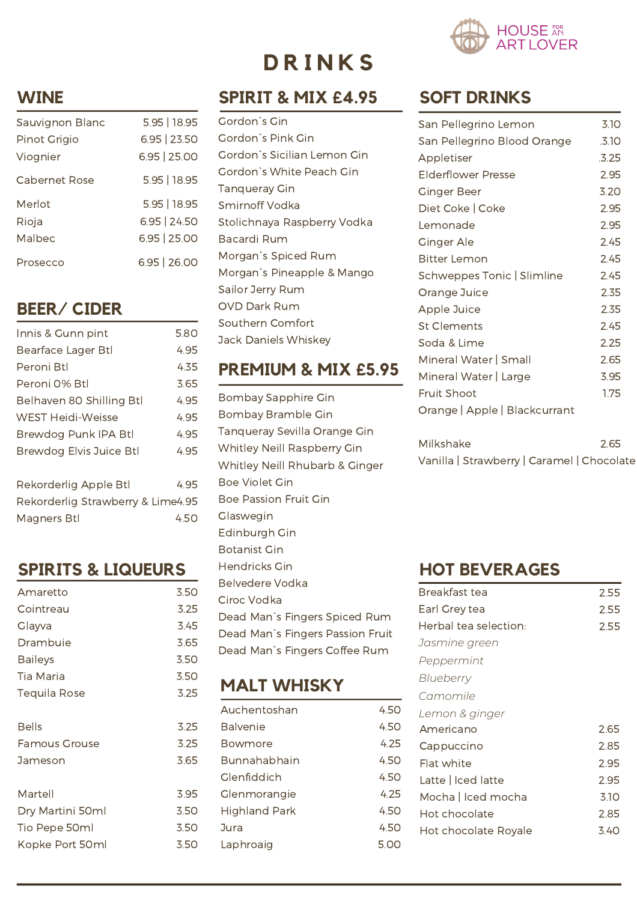HOUSE FOR AN ART LOVER

# DRINKS

## WINE

| | |
|---|---|
| Sauvignon Blanc | 5.95 \| 18.95 |
| Pinot Grigio | 6.95 \| 23.50 |
| Viognier | 6.95 \| 25.00 |
| Cabernet Rose | 5.95 \| 18.95 |
| Merlot | 5.95 \| 18.95 |
| Rioja | 6.95 \| 24.50 |
| Malbec | 6.95 \| 25.00 |
| Prosecco | 6.95 \| 26.00 |

## BEER/ CIDER

| | |
|---|---|
| Innis & Gunn pint | 5.80 |
| Bearface Lager Btl | 4.95 |
| Peroni Btl | 4.35 |
| Peroni 0% Btl | 3.65 |
| Belhaven 80 Shilling Btl | 4.95 |
| WEST Heidi-Weisse | 4.95 |
| Brewdog Punk IPA Btl | 4.95 |
| Brewdog Elvis Juice Btl | 4.95 |
| Rekorderlig Apple Btl | 4.95 |
| Rekorderlig Strawberry & Lime | 4.95 |
| Magners Btl | 4.50 |

## SPIRITS & LIQUEURS

| | |
|---|---|
| Amaretto | 3.50 |
| Cointreau | 3.25 |
| Glayva | 3.45 |
| Drambuie | 3.65 |
| Baileys | 3.50 |
| Tia Maria | 3.50 |
| Tequila Rose | 3.25 |
| Bells | 3.25 |
| Famous Grouse | 3.25 |
| Jameson | 3.65 |
| Martell | 3.95 |
| Dry Martini 50ml | 3.50 |
| Tio Pepe 50ml | 3.50 |
| Kopke Port 50ml | 3.50 |

## SPIRIT & MIX £4.95

Gordon`s Gin
Gordon`s Pink Gin
Gordon`s Sicilian Lemon Gin
Gordon`s White Peach Gin
Tanqueray Gin
Smirnoff Vodka
Stolichnaya Raspberry Vodka
Bacardi Rum
Morgan`s Spiced Rum
Morgan`s Pineapple & Mango
Sailor Jerry Rum
OVD Dark Rum
Southern Comfort
Jack Daniels Whiskey

## PREMIUM & MIX £5.95

Bombay Sapphire Gin
Bombay Bramble Gin
Tanqueray Sevilla Orange Gin
Whitley Neill Raspberry Gin
Whitley Neill Rhubarb & Ginger
Boe Violet Gin
Boe Passion Fruit Gin
Glaswegin
Edinburgh Gin
Botanist Gin
Hendricks Gin
Belvedere Vodka
Ciroc Vodka
Dead Man`s Fingers Spiced Rum
Dead Man`s Fingers Passion Fruit
Dead Man`s Fingers Coffee Rum

## MALT WHISKY

| | |
|---|---|
| Auchentoshan | 4.50 |
| Balvenie | 4.50 |
| Bowmore | 4.25 |
| Bunnahabhain | 4.50 |
| Glenfiddich | 4.50 |
| Glenmorangie | 4.25 |
| Highland Park | 4.50 |
| Jura | 4.50 |
| Laphroaig | 5.00 |

## SOFT DRINKS

| | |
|---|---|
| San Pellegrino Lemon | 3.10 |
| San Pellegrino Blood Orange | .3.10 |
| Appletiser | .3.25 |
| Elderflower Presse | 2.95 |
| Ginger Beer | 3.20 |
| Diet Coke \| Coke | 2.95 |
| Lemonade | 2.95 |
| Ginger Ale | 2.45 |
| Bitter Lemon | 2.45 |
| Schweppes Tonic \| Slimline | 2.45 |
| Orange Juice | 2.35 |
| Apple Juice | 2.35 |
| St Clements | 2.45 |
| Soda & Lime | 2.25 |
| Mineral Water \| Small | 2.65 |
| Mineral Water \| Large | 3.95 |
| Fruit Shoot | 1.75 |
| Orange \| Apple \| Blackcurrant | |
| Milkshake | 2.65 |
| Vanilla \| Strawberry \| Caramel \| Chocolate | |

## HOT BEVERAGES

| | |
|---|---|
| Breakfast tea | 2.55 |
| Earl Grey tea | 2.55 |
| Herbal tea selection: | 2.55 |
| *Jasmine green* | |
| *Peppermint* | |
| *Blueberry* | |
| *Camomile* | |
| *Lemon & ginger* | |
| Americano | 2.65 |
| Cappuccino | 2.85 |
| Flat white | 2.95 |
| Latte \| Iced latte | 2.95 |
| Mocha \| Iced mocha | 3.10 |
| Hot chocolate | 2.85 |
| Hot chocolate Royale | 3.40 |